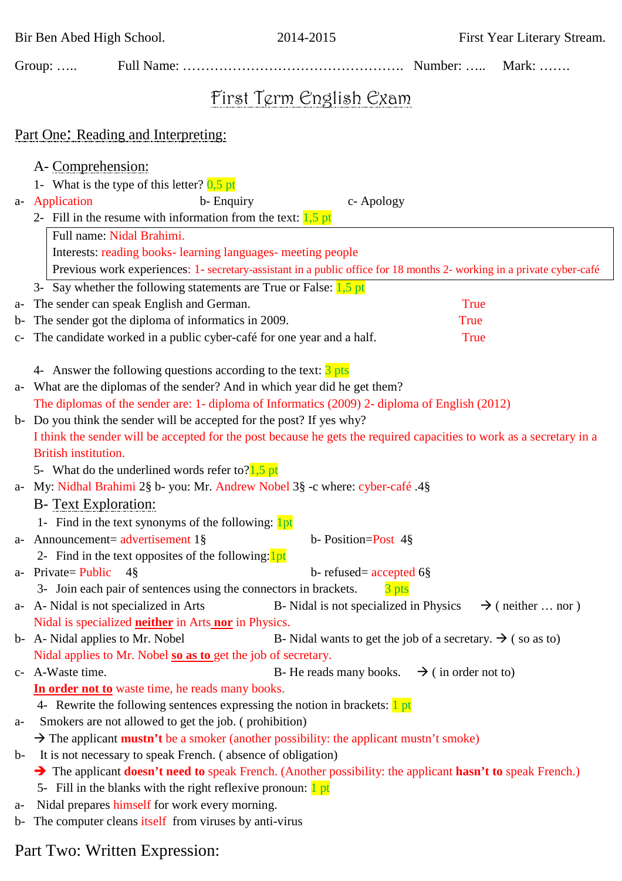Bir Ben Abed High School. 2014-2015 First Year Literary Stream.

Group: ….. Full Name: …………………………………………. Number: ….. Mark: …….

# First Term English Exam

## Part One: Reading and Interpreting:

### A- Comprehension:

1- What is the type of this letter? 0,5 pt

a- Application b- Enquiry c- Apology

2- Fill in the resume with information from the text: 1,5 pt

| Full name: Nidal Brahimi. |
|---|
| Interests: reading books- learning languages- meeting people |
| Previous work experiences: 1- secretary-assistant in a public office for 18 months 2- working in a private cyber-café |

3- Say whether the following statements are True or False: 1,5 pt

a- The sender can speak English and German. True

b- The sender got the diploma of informatics in 2009. True

c- The candidate worked in a public cyber-café for one year and a half. True

4- Answer the following questions according to the text: 3 pts

a- What are the diplomas of the sender? And in which year did he get them?

The diplomas of the sender are: 1- diploma of Informatics (2009) 2- diploma of English (2012)

b- Do you think the sender will be accepted for the post? If yes why?

I think the sender will be accepted for the post because he gets the required capacities to work as a secretary in a British institution.

5- What do the underlined words refer to? 1,5 pt

a- My: Nidhal Brahimi 2§ b- you: Mr. Andrew Nobel 3§ -c where: cyber-café .4§

### B- Text Exploration:

1- Find in the text synonyms of the following: 1pt

a- Announcement= advertisement 1§ b- Position=Post 4§

2- Find in the text opposites of the following: 1pt

a- Private= Public 4§ b- refused= accepted 6§

3- Join each pair of sentences using the connectors in brackets. 3 pts

a- A- Nidal is not specialized in Arts B- Nidal is not specialized in Physics → ( neither … nor )

Nidal is specialized **neither** in Arts **nor** in Physics.

b- A- Nidal applies to Mr. Nobel B- Nidal wants to get the job of a secretary. → ( so as to)

Nidal applies to Mr. Nobel **so as to** get the job of secretary.

c- A-Waste time. B- He reads many books. → ( in order not to)

**In order not to** waste time, he reads many books.

4- Rewrite the following sentences expressing the notion in brackets: 1 pt

a- Smokers are not allowed to get the job. ( prohibition)

→ The applicant **mustn't** be a smoker (another possibility: the applicant mustn't smoke)

b- It is not necessary to speak French. ( absence of obligation)

→ The applicant **doesn't need to** speak French. (Another possibility: the applicant **hasn't to** speak French.)

5- Fill in the blanks with the right reflexive pronoun: 1 pt

a- Nidal prepares himself for work every morning.

b- The computer cleans itself from viruses by anti-virus

## Part Two: Written Expression: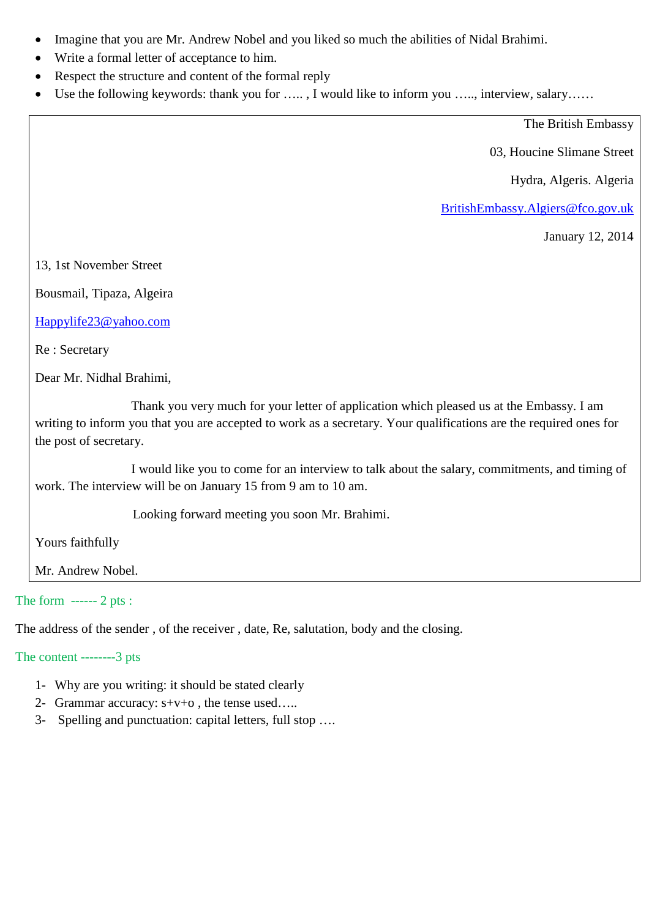- Imagine that you are Mr. Andrew Nobel and you liked so much the abilities of Nidal Brahimi.
- Write a formal letter of acceptance to him.
- Respect the structure and content of the formal reply
- Use the following keywords: thank you for ….. , I would like to inform you ….., interview, salary……

The British Embassy

03, Houcine Slimane Street

Hydra, Algeris. Algeria

BritishEmbassy.Algiers@fco.gov.uk

January 12, 2014

13, 1st November Street

Bousmail, Tipaza, Algeira

Happylife23@yahoo.com

Re : Secretary

Dear Mr. Nidhal Brahimi,

Thank you very much for your letter of application which pleased us at the Embassy. I am writing to inform you that you are accepted to work as a secretary. Your qualifications are the required ones for the post of secretary.

I would like you to come for an interview to talk about the salary, commitments, and timing of work. The interview will be on January 15 from 9 am to 10 am.

Looking forward meeting you soon Mr. Brahimi.

Yours faithfully

Mr. Andrew Nobel.

The form ------ 2 pts :

The address of the sender , of the receiver , date, Re, salutation, body and the closing.

The content --------3 pts

1- Why are you writing: it should be stated clearly
2- Grammar accuracy: s+v+o , the tense used…..
3- Spelling and punctuation: capital letters, full stop ….